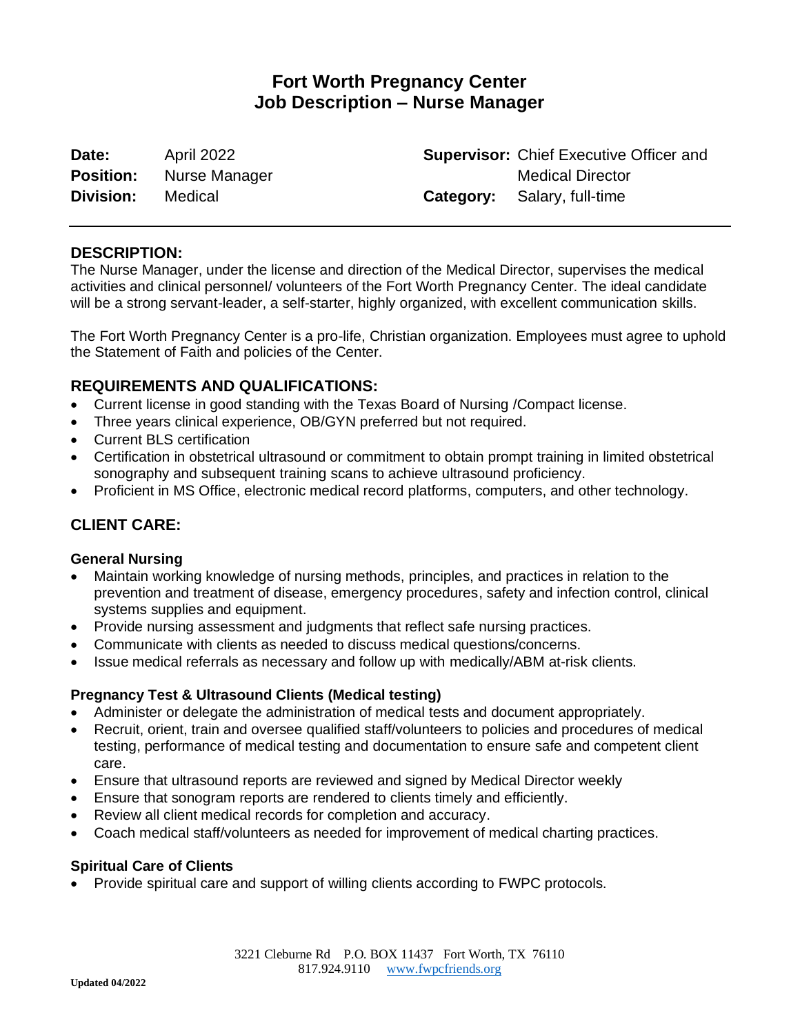# Fort Worth Pregnancy Center
# Job Description – Nurse Manager

| | | | |
|---|---|---|---|
| **Date:** | April 2022 | **Supervisor:** | Chief Executive Officer and Medical Director |
| **Position:** | Nurse Manager | | |
| **Division:** | Medical | **Category:** | Salary, full-time |

---

## DESCRIPTION:

The Nurse Manager, under the license and direction of the Medical Director, supervises the medical activities and clinical personnel/ volunteers of the Fort Worth Pregnancy Center. The ideal candidate will be a strong servant-leader, a self-starter, highly organized, with excellent communication skills.

The Fort Worth Pregnancy Center is a pro-life, Christian organization. Employees must agree to uphold the Statement of Faith and policies of the Center.

## REQUIREMENTS AND QUALIFICATIONS:

- Current license in good standing with the Texas Board of Nursing /Compact license.
- Three years clinical experience, OB/GYN preferred but not required.
- Current BLS certification
- Certification in obstetrical ultrasound or commitment to obtain prompt training in limited obstetrical sonography and subsequent training scans to achieve ultrasound proficiency.
- Proficient in MS Office, electronic medical record platforms, computers, and other technology.

## CLIENT CARE:

### General Nursing

- Maintain working knowledge of nursing methods, principles, and practices in relation to the prevention and treatment of disease, emergency procedures, safety and infection control, clinical systems supplies and equipment.
- Provide nursing assessment and judgments that reflect safe nursing practices.
- Communicate with clients as needed to discuss medical questions/concerns.
- Issue medical referrals as necessary and follow up with medically/ABM at-risk clients.

### Pregnancy Test & Ultrasound Clients (Medical testing)

- Administer or delegate the administration of medical tests and document appropriately.
- Recruit, orient, train and oversee qualified staff/volunteers to policies and procedures of medical testing, performance of medical testing and documentation to ensure safe and competent client care.
- Ensure that ultrasound reports are reviewed and signed by Medical Director weekly
- Ensure that sonogram reports are rendered to clients timely and efficiently.
- Review all client medical records for completion and accuracy.
- Coach medical staff/volunteers as needed for improvement of medical charting practices.

### Spiritual Care of Clients

- Provide spiritual care and support of willing clients according to FWPC protocols.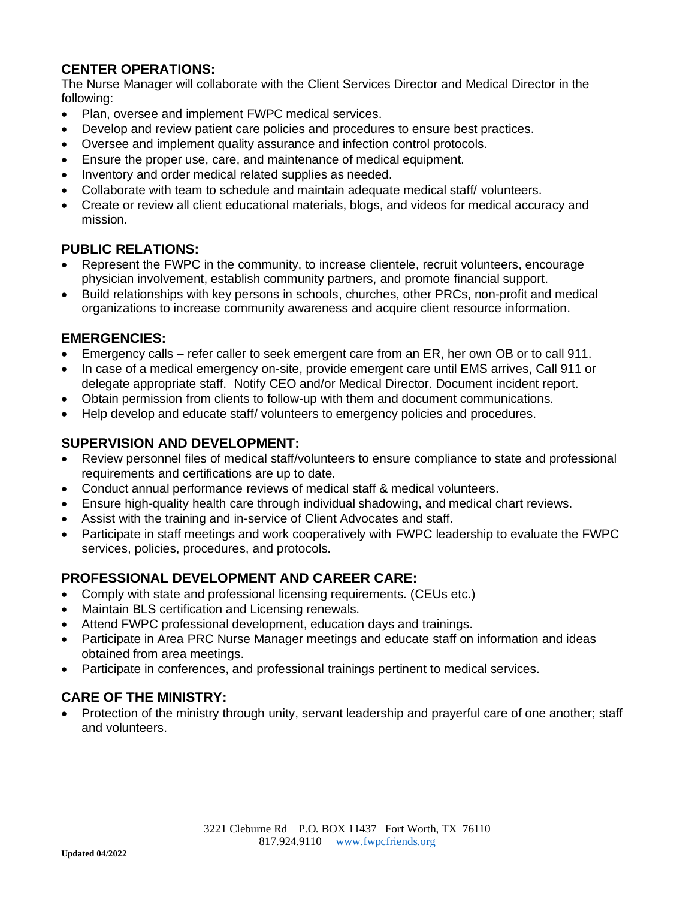## CENTER OPERATIONS:

The Nurse Manager will collaborate with the Client Services Director and Medical Director in the following:

- Plan, oversee and implement FWPC medical services.
- Develop and review patient care policies and procedures to ensure best practices.
- Oversee and implement quality assurance and infection control protocols.
- Ensure the proper use, care, and maintenance of medical equipment.
- Inventory and order medical related supplies as needed.
- Collaborate with team to schedule and maintain adequate medical staff/ volunteers.
- Create or review all client educational materials, blogs, and videos for medical accuracy and mission.

## PUBLIC RELATIONS:

- Represent the FWPC in the community, to increase clientele, recruit volunteers, encourage physician involvement, establish community partners, and promote financial support.
- Build relationships with key persons in schools, churches, other PRCs, non-profit and medical organizations to increase community awareness and acquire client resource information.

## EMERGENCIES:

- Emergency calls – refer caller to seek emergent care from an ER, her own OB or to call 911.
- In case of a medical emergency on-site, provide emergent care until EMS arrives, Call 911 or delegate appropriate staff. Notify CEO and/or Medical Director. Document incident report.
- Obtain permission from clients to follow-up with them and document communications.
- Help develop and educate staff/ volunteers to emergency policies and procedures.

## SUPERVISION AND DEVELOPMENT:

- Review personnel files of medical staff/volunteers to ensure compliance to state and professional requirements and certifications are up to date.
- Conduct annual performance reviews of medical staff & medical volunteers.
- Ensure high-quality health care through individual shadowing, and medical chart reviews.
- Assist with the training and in-service of Client Advocates and staff.
- Participate in staff meetings and work cooperatively with FWPC leadership to evaluate the FWPC services, policies, procedures, and protocols.

## PROFESSIONAL DEVELOPMENT AND CAREER CARE:

- Comply with state and professional licensing requirements. (CEUs etc.)
- Maintain BLS certification and Licensing renewals.
- Attend FWPC professional development, education days and trainings.
- Participate in Area PRC Nurse Manager meetings and educate staff on information and ideas obtained from area meetings.
- Participate in conferences, and professional trainings pertinent to medical services.

## CARE OF THE MINISTRY:

- Protection of the ministry through unity, servant leadership and prayerful care of one another; staff and volunteers.

3221 Cleburne Rd P.O. BOX 11437 Fort Worth, TX 76110
817.924.9110 www.fwpcfriends.org

**Updated 04/2022**